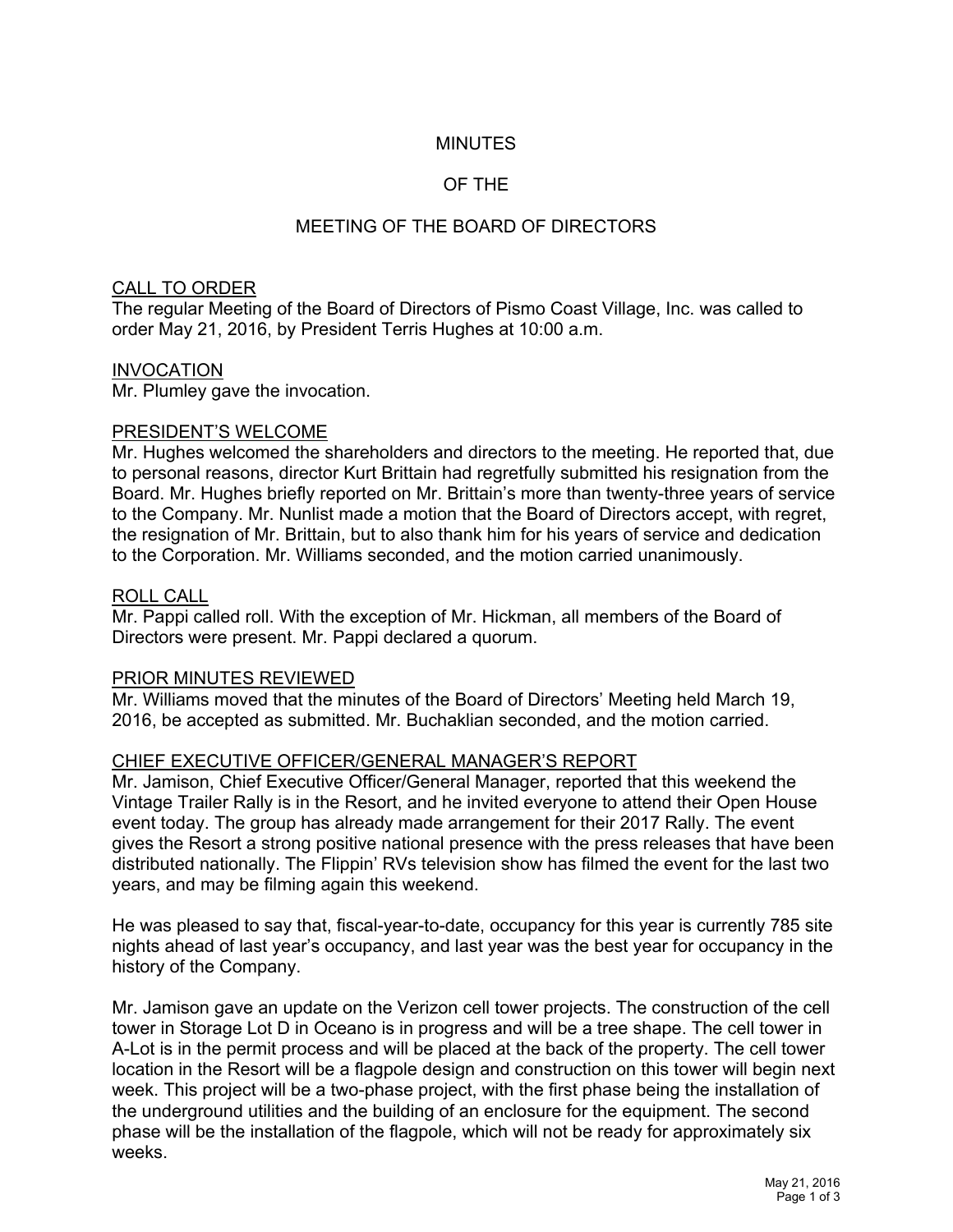# MINUTES

# OF THE

# MEETING OF THE BOARD OF DIRECTORS

## CALL TO ORDER

The regular Meeting of the Board of Directors of Pismo Coast Village, Inc. was called to order May 21, 2016, by President Terris Hughes at 10:00 a.m.

## INVOCATION

Mr. Plumley gave the invocation.

## PRESIDENT'S WELCOME

Mr. Hughes welcomed the shareholders and directors to the meeting. He reported that, due to personal reasons, director Kurt Brittain had regretfully submitted his resignation from the Board. Mr. Hughes briefly reported on Mr. Brittain's more than twenty-three years of service to the Company. Mr. Nunlist made a motion that the Board of Directors accept, with regret, the resignation of Mr. Brittain, but to also thank him for his years of service and dedication to the Corporation. Mr. Williams seconded, and the motion carried unanimously.

## ROLL CALL

Mr. Pappi called roll. With the exception of Mr. Hickman, all members of the Board of Directors were present. Mr. Pappi declared a quorum.

## PRIOR MINUTES REVIEWED

Mr. Williams moved that the minutes of the Board of Directors' Meeting held March 19, 2016, be accepted as submitted. Mr. Buchaklian seconded, and the motion carried.

## CHIEF EXECUTIVE OFFICER/GENERAL MANAGER'S REPORT

Mr. Jamison, Chief Executive Officer/General Manager, reported that this weekend the Vintage Trailer Rally is in the Resort, and he invited everyone to attend their Open House event today. The group has already made arrangement for their 2017 Rally. The event gives the Resort a strong positive national presence with the press releases that have been distributed nationally. The Flippin' RVs television show has filmed the event for the last two years, and may be filming again this weekend.

He was pleased to say that, fiscal-year-to-date, occupancy for this year is currently 785 site nights ahead of last year's occupancy, and last year was the best year for occupancy in the history of the Company.

Mr. Jamison gave an update on the Verizon cell tower projects. The construction of the cell tower in Storage Lot D in Oceano is in progress and will be a tree shape. The cell tower in A-Lot is in the permit process and will be placed at the back of the property. The cell tower location in the Resort will be a flagpole design and construction on this tower will begin next week. This project will be a two-phase project, with the first phase being the installation of the underground utilities and the building of an enclosure for the equipment. The second phase will be the installation of the flagpole, which will not be ready for approximately six weeks.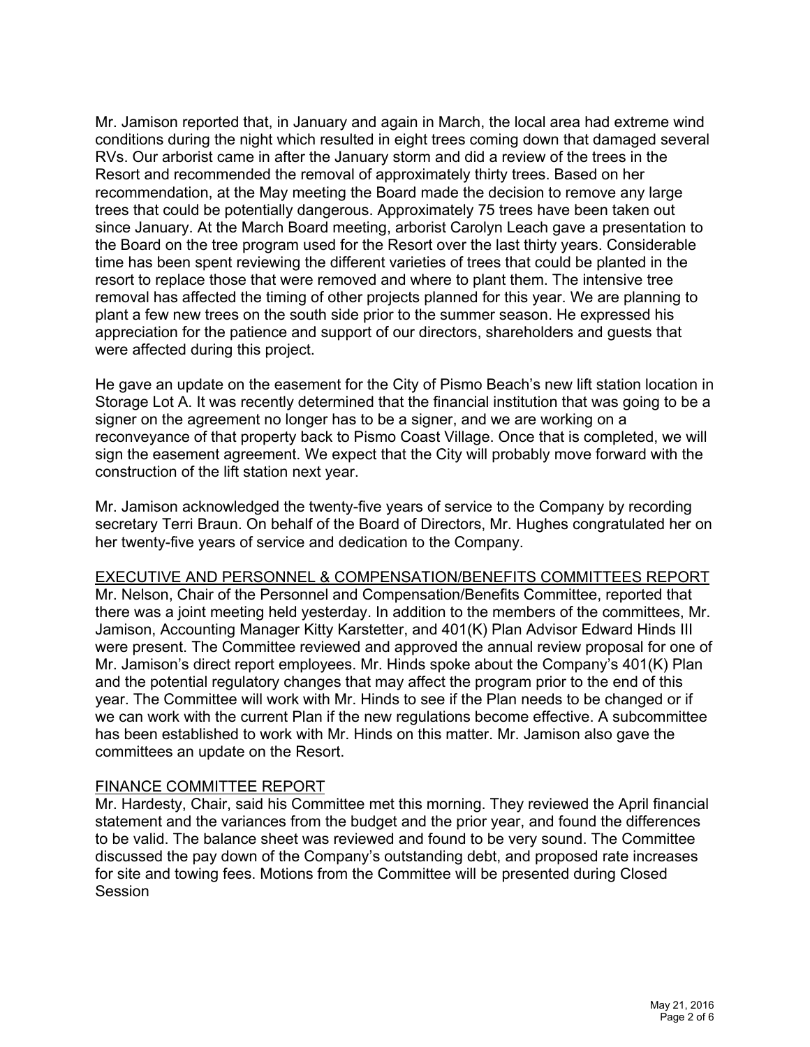Mr. Jamison reported that, in January and again in March, the local area had extreme wind conditions during the night which resulted in eight trees coming down that damaged several RVs. Our arborist came in after the January storm and did a review of the trees in the Resort and recommended the removal of approximately thirty trees. Based on her recommendation, at the May meeting the Board made the decision to remove any large trees that could be potentially dangerous. Approximately 75 trees have been taken out since January. At the March Board meeting, arborist Carolyn Leach gave a presentation to the Board on the tree program used for the Resort over the last thirty years. Considerable time has been spent reviewing the different varieties of trees that could be planted in the resort to replace those that were removed and where to plant them. The intensive tree removal has affected the timing of other projects planned for this year. We are planning to plant a few new trees on the south side prior to the summer season. He expressed his appreciation for the patience and support of our directors, shareholders and guests that were affected during this project.

He gave an update on the easement for the City of Pismo Beach's new lift station location in Storage Lot A. It was recently determined that the financial institution that was going to be a signer on the agreement no longer has to be a signer, and we are working on a reconveyance of that property back to Pismo Coast Village. Once that is completed, we will sign the easement agreement. We expect that the City will probably move forward with the construction of the lift station next year.

Mr. Jamison acknowledged the twenty-five years of service to the Company by recording secretary Terri Braun. On behalf of the Board of Directors, Mr. Hughes congratulated her on her twenty-five years of service and dedication to the Company.

<u>EXECUTIVE AND PERSONNEL & COMPENSATION/BENEFITS COMMITTEES REPORT</u>

Mr. Nelson, Chair of the Personnel and Compensation/Benefits Committee, reported that there was a joint meeting held yesterday. In addition to the members of the committees, Mr. Jamison, Accounting Manager Kitty Karstetter, and 401(K) Plan Advisor Edward Hinds III were present. The Committee reviewed and approved the annual review proposal for one of Mr. Jamison's direct report employees. Mr. Hinds spoke about the Company's 401(K) Plan and the potential regulatory changes that may affect the program prior to the end of this year. The Committee will work with Mr. Hinds to see if the Plan needs to be changed or if we can work with the current Plan if the new regulations become effective. A subcommittee has been established to work with Mr. Hinds on this matter. Mr. Jamison also gave the committees an update on the Resort.

<u>FINANCE COMMITTEE REPORT</u>

Mr. Hardesty, Chair, said his Committee met this morning. They reviewed the April financial statement and the variances from the budget and the prior year, and found the differences to be valid. The balance sheet was reviewed and found to be very sound. The Committee discussed the pay down of the Company's outstanding debt, and proposed rate increases for site and towing fees. Motions from the Committee will be presented during Closed Session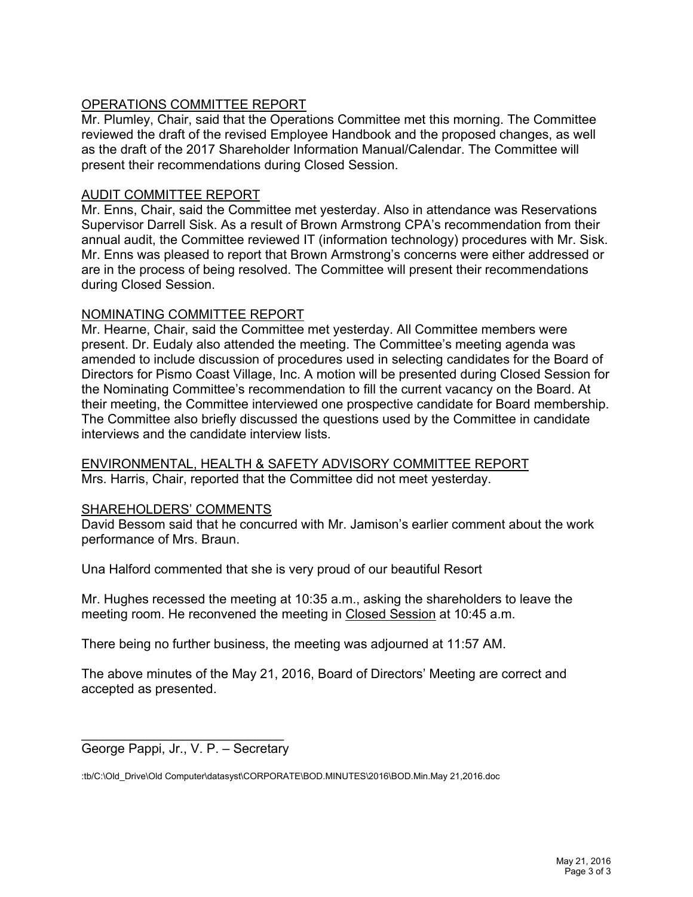OPERATIONS COMMITTEE REPORT

Mr. Plumley, Chair, said that the Operations Committee met this morning. The Committee reviewed the draft of the revised Employee Handbook and the proposed changes, as well as the draft of the 2017 Shareholder Information Manual/Calendar. The Committee will present their recommendations during Closed Session.

AUDIT COMMITTEE REPORT

Mr. Enns, Chair, said the Committee met yesterday. Also in attendance was Reservations Supervisor Darrell Sisk. As a result of Brown Armstrong CPA's recommendation from their annual audit, the Committee reviewed IT (information technology) procedures with Mr. Sisk. Mr. Enns was pleased to report that Brown Armstrong's concerns were either addressed or are in the process of being resolved. The Committee will present their recommendations during Closed Session.

NOMINATING COMMITTEE REPORT

Mr. Hearne, Chair, said the Committee met yesterday. All Committee members were present. Dr. Eudaly also attended the meeting. The Committee's meeting agenda was amended to include discussion of procedures used in selecting candidates for the Board of Directors for Pismo Coast Village, Inc. A motion will be presented during Closed Session for the Nominating Committee's recommendation to fill the current vacancy on the Board. At their meeting, the Committee interviewed one prospective candidate for Board membership. The Committee also briefly discussed the questions used by the Committee in candidate interviews and the candidate interview lists.

ENVIRONMENTAL, HEALTH & SAFETY ADVISORY COMMITTEE REPORT

Mrs. Harris, Chair, reported that the Committee did not meet yesterday.

SHAREHOLDERS' COMMENTS

David Bessom said that he concurred with Mr. Jamison's earlier comment about the work performance of Mrs. Braun.

Una Halford commented that she is very proud of our beautiful Resort

Mr. Hughes recessed the meeting at 10:35 a.m., asking the shareholders to leave the meeting room. He reconvened the meeting in Closed Session at 10:45 a.m.

There being no further business, the meeting was adjourned at 11:57 AM.

The above minutes of the May 21, 2016, Board of Directors' Meeting are correct and accepted as presented.

\_\_\_\_\_\_\_\_\_\_\_\_\_\_\_\_\_\_\_\_\_\_\_\_\_\_\_\_\_\_

George Pappi, Jr., V. P. – Secretary

:tb/C:\Old_Drive\Old Computer\datasyst\CORPORATE\BOD.MINUTES\2016\BOD.Min.May 21,2016.doc